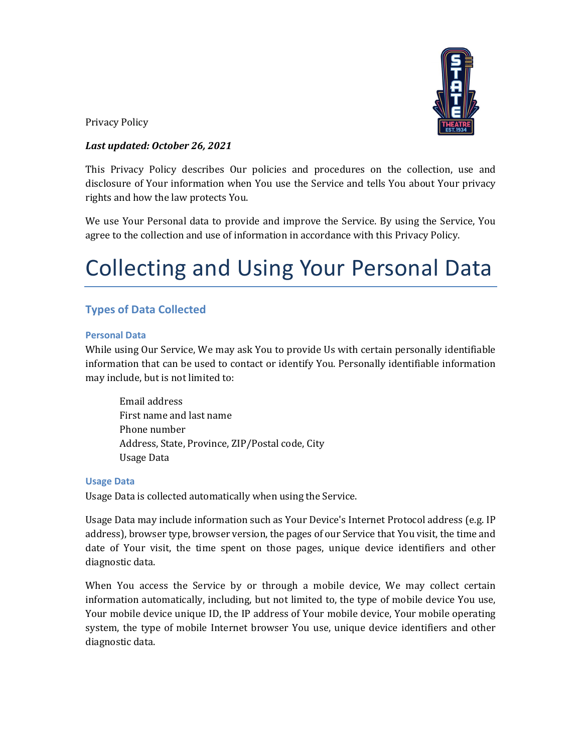Privacy Policy

***Last updated: October 26, 2021***

This Privacy Policy describes Our policies and procedures on the collection, use and disclosure of Your information when You use the Service and tells You about Your privacy rights and how the law protects You.

We use Your Personal data to provide and improve the Service. By using the Service, You agree to the collection and use of information in accordance with this Privacy Policy.

# Collecting and Using Your Personal Data

## Types of Data Collected

### Personal Data

While using Our Service, We may ask You to provide Us with certain personally identifiable information that can be used to contact or identify You. Personally identifiable information may include, but is not limited to:

- Email address
- First name and last name
- Phone number
- Address, State, Province, ZIP/Postal code, City
- Usage Data

### Usage Data

Usage Data is collected automatically when using the Service.

Usage Data may include information such as Your Device's Internet Protocol address (e.g. IP address), browser type, browser version, the pages of our Service that You visit, the time and date of Your visit, the time spent on those pages, unique device identifiers and other diagnostic data.

When You access the Service by or through a mobile device, We may collect certain information automatically, including, but not limited to, the type of mobile device You use, Your mobile device unique ID, the IP address of Your mobile device, Your mobile operating system, the type of mobile Internet browser You use, unique device identifiers and other diagnostic data.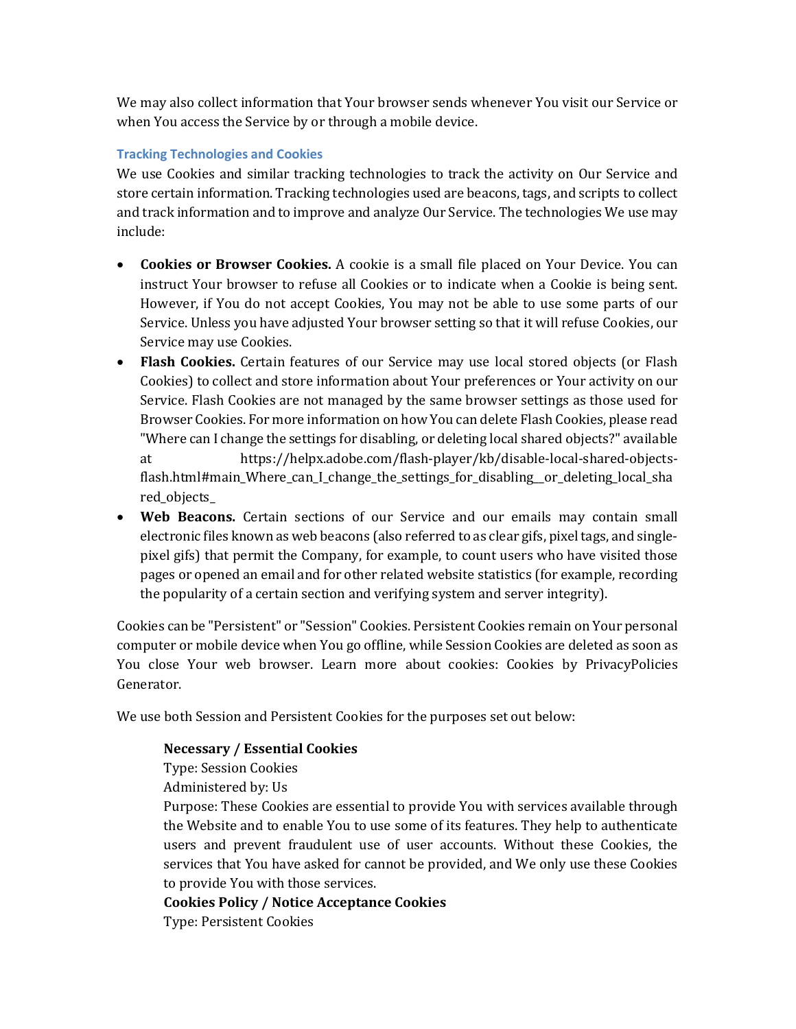We may also collect information that Your browser sends whenever You visit our Service or when You access the Service by or through a mobile device.

### Tracking Technologies and Cookies

We use Cookies and similar tracking technologies to track the activity on Our Service and store certain information. Tracking technologies used are beacons, tags, and scripts to collect and track information and to improve and analyze Our Service. The technologies We use may include:

- **Cookies or Browser Cookies.** A cookie is a small file placed on Your Device. You can instruct Your browser to refuse all Cookies or to indicate when a Cookie is being sent. However, if You do not accept Cookies, You may not be able to use some parts of our Service. Unless you have adjusted Your browser setting so that it will refuse Cookies, our Service may use Cookies.
- **Flash Cookies.** Certain features of our Service may use local stored objects (or Flash Cookies) to collect and store information about Your preferences or Your activity on our Service. Flash Cookies are not managed by the same browser settings as those used for Browser Cookies. For more information on how You can delete Flash Cookies, please read "Where can I change the settings for disabling, or deleting local shared objects?" available at https://helpx.adobe.com/flash-player/kb/disable-local-shared-objects-flash.html#main_Where_can_I_change_the_settings_for_disabling__or_deleting_local_shared_objects_
- **Web Beacons.** Certain sections of our Service and our emails may contain small electronic files known as web beacons (also referred to as clear gifs, pixel tags, and single-pixel gifs) that permit the Company, for example, to count users who have visited those pages or opened an email and for other related website statistics (for example, recording the popularity of a certain section and verifying system and server integrity).

Cookies can be "Persistent" or "Session" Cookies. Persistent Cookies remain on Your personal computer or mobile device when You go offline, while Session Cookies are deleted as soon as You close Your web browser. Learn more about cookies: Cookies by PrivacyPolicies Generator.

We use both Session and Persistent Cookies for the purposes set out below:

> **Necessary / Essential Cookies**
> Type: Session Cookies
> Administered by: Us
> Purpose: These Cookies are essential to provide You with services available through the Website and to enable You to use some of its features. They help to authenticate users and prevent fraudulent use of user accounts. Without these Cookies, the services that You have asked for cannot be provided, and We only use these Cookies to provide You with those services.
>
> **Cookies Policy / Notice Acceptance Cookies**
> Type: Persistent Cookies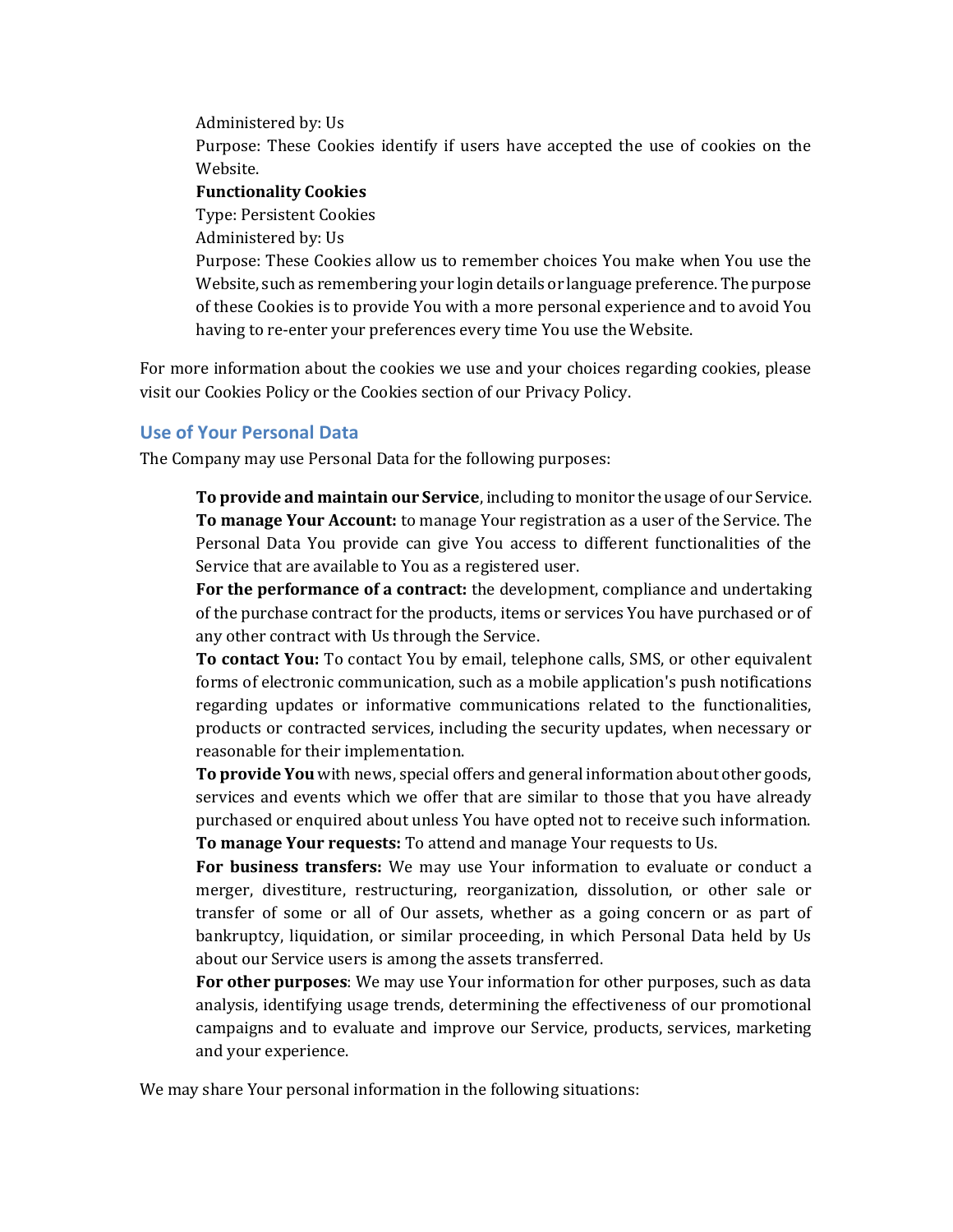Administered by: Us

Purpose: These Cookies identify if users have accepted the use of cookies on the Website.

**Functionality Cookies**

Type: Persistent Cookies

Administered by: Us

Purpose: These Cookies allow us to remember choices You make when You use the Website, such as remembering your login details or language preference. The purpose of these Cookies is to provide You with a more personal experience and to avoid You having to re-enter your preferences every time You use the Website.

For more information about the cookies we use and your choices regarding cookies, please visit our Cookies Policy or the Cookies section of our Privacy Policy.

## Use of Your Personal Data

The Company may use Personal Data for the following purposes:

**To provide and maintain our Service**, including to monitor the usage of our Service.

**To manage Your Account:** to manage Your registration as a user of the Service. The Personal Data You provide can give You access to different functionalities of the Service that are available to You as a registered user.

**For the performance of a contract:** the development, compliance and undertaking of the purchase contract for the products, items or services You have purchased or of any other contract with Us through the Service.

**To contact You:** To contact You by email, telephone calls, SMS, or other equivalent forms of electronic communication, such as a mobile application's push notifications regarding updates or informative communications related to the functionalities, products or contracted services, including the security updates, when necessary or reasonable for their implementation.

**To provide You** with news, special offers and general information about other goods, services and events which we offer that are similar to those that you have already purchased or enquired about unless You have opted not to receive such information.

**To manage Your requests:** To attend and manage Your requests to Us.

**For business transfers:** We may use Your information to evaluate or conduct a merger, divestiture, restructuring, reorganization, dissolution, or other sale or transfer of some or all of Our assets, whether as a going concern or as part of bankruptcy, liquidation, or similar proceeding, in which Personal Data held by Us about our Service users is among the assets transferred.

**For other purposes**: We may use Your information for other purposes, such as data analysis, identifying usage trends, determining the effectiveness of our promotional campaigns and to evaluate and improve our Service, products, services, marketing and your experience.

We may share Your personal information in the following situations: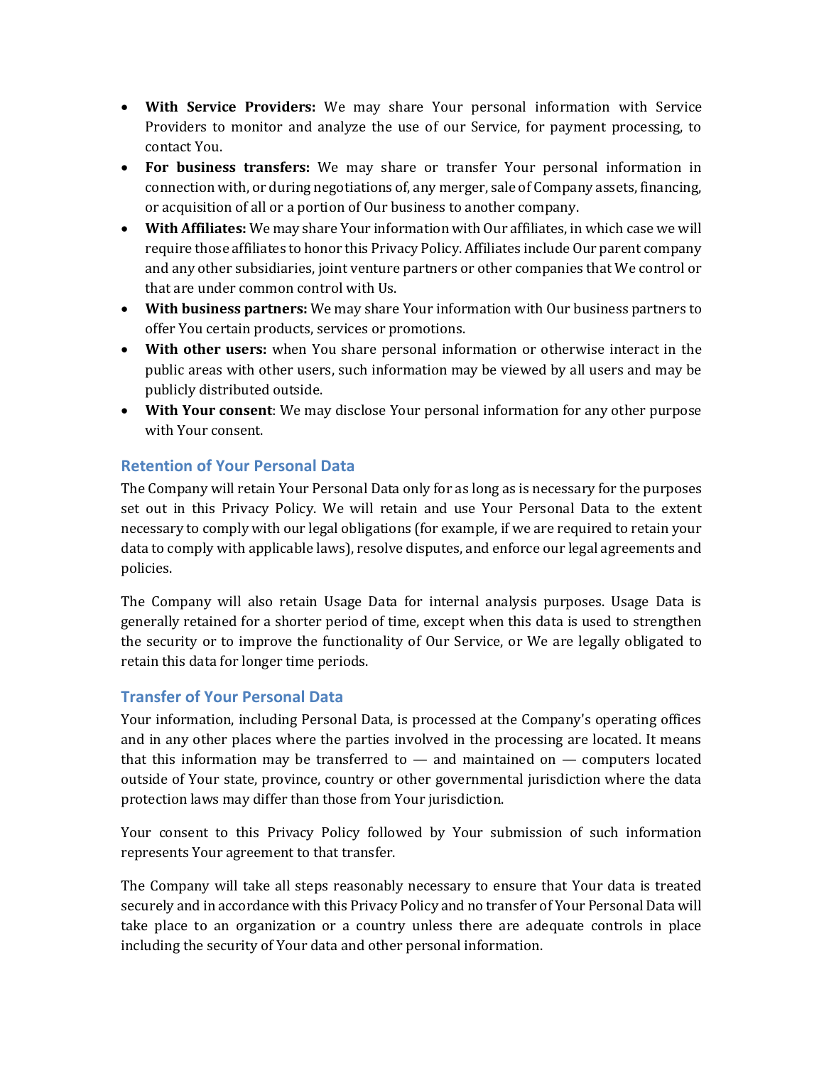- **With Service Providers:** We may share Your personal information with Service Providers to monitor and analyze the use of our Service, for payment processing, to contact You.
- **For business transfers:** We may share or transfer Your personal information in connection with, or during negotiations of, any merger, sale of Company assets, financing, or acquisition of all or a portion of Our business to another company.
- **With Affiliates:** We may share Your information with Our affiliates, in which case we will require those affiliates to honor this Privacy Policy. Affiliates include Our parent company and any other subsidiaries, joint venture partners or other companies that We control or that are under common control with Us.
- **With business partners:** We may share Your information with Our business partners to offer You certain products, services or promotions.
- **With other users:** when You share personal information or otherwise interact in the public areas with other users, such information may be viewed by all users and may be publicly distributed outside.
- **With Your consent**: We may disclose Your personal information for any other purpose with Your consent.

### Retention of Your Personal Data

The Company will retain Your Personal Data only for as long as is necessary for the purposes set out in this Privacy Policy. We will retain and use Your Personal Data to the extent necessary to comply with our legal obligations (for example, if we are required to retain your data to comply with applicable laws), resolve disputes, and enforce our legal agreements and policies.

The Company will also retain Usage Data for internal analysis purposes. Usage Data is generally retained for a shorter period of time, except when this data is used to strengthen the security or to improve the functionality of Our Service, or We are legally obligated to retain this data for longer time periods.

### Transfer of Your Personal Data

Your information, including Personal Data, is processed at the Company's operating offices and in any other places where the parties involved in the processing are located. It means that this information may be transferred to — and maintained on — computers located outside of Your state, province, country or other governmental jurisdiction where the data protection laws may differ than those from Your jurisdiction.

Your consent to this Privacy Policy followed by Your submission of such information represents Your agreement to that transfer.

The Company will take all steps reasonably necessary to ensure that Your data is treated securely and in accordance with this Privacy Policy and no transfer of Your Personal Data will take place to an organization or a country unless there are adequate controls in place including the security of Your data and other personal information.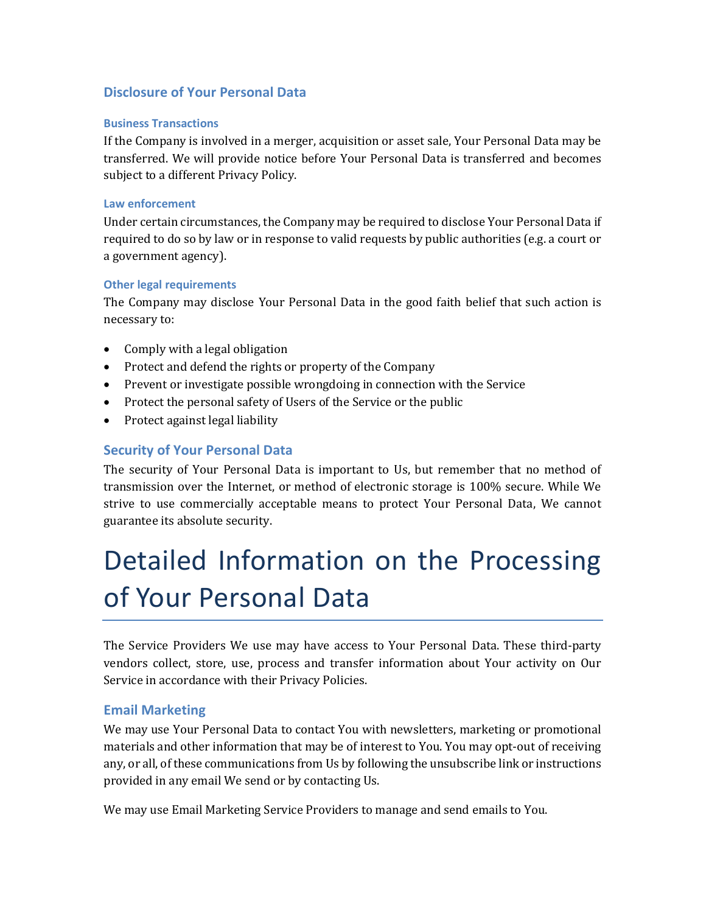## Disclosure of Your Personal Data

### Business Transactions

If the Company is involved in a merger, acquisition or asset sale, Your Personal Data may be transferred. We will provide notice before Your Personal Data is transferred and becomes subject to a different Privacy Policy.

### Law enforcement

Under certain circumstances, the Company may be required to disclose Your Personal Data if required to do so by law or in response to valid requests by public authorities (e.g. a court or a government agency).

### Other legal requirements

The Company may disclose Your Personal Data in the good faith belief that such action is necessary to:

- Comply with a legal obligation
- Protect and defend the rights or property of the Company
- Prevent or investigate possible wrongdoing in connection with the Service
- Protect the personal safety of Users of the Service or the public
- Protect against legal liability

## Security of Your Personal Data

The security of Your Personal Data is important to Us, but remember that no method of transmission over the Internet, or method of electronic storage is 100% secure. While We strive to use commercially acceptable means to protect Your Personal Data, We cannot guarantee its absolute security.

# Detailed Information on the Processing of Your Personal Data

The Service Providers We use may have access to Your Personal Data. These third-party vendors collect, store, use, process and transfer information about Your activity on Our Service in accordance with their Privacy Policies.

## Email Marketing

We may use Your Personal Data to contact You with newsletters, marketing or promotional materials and other information that may be of interest to You. You may opt-out of receiving any, or all, of these communications from Us by following the unsubscribe link or instructions provided in any email We send or by contacting Us.

We may use Email Marketing Service Providers to manage and send emails to You.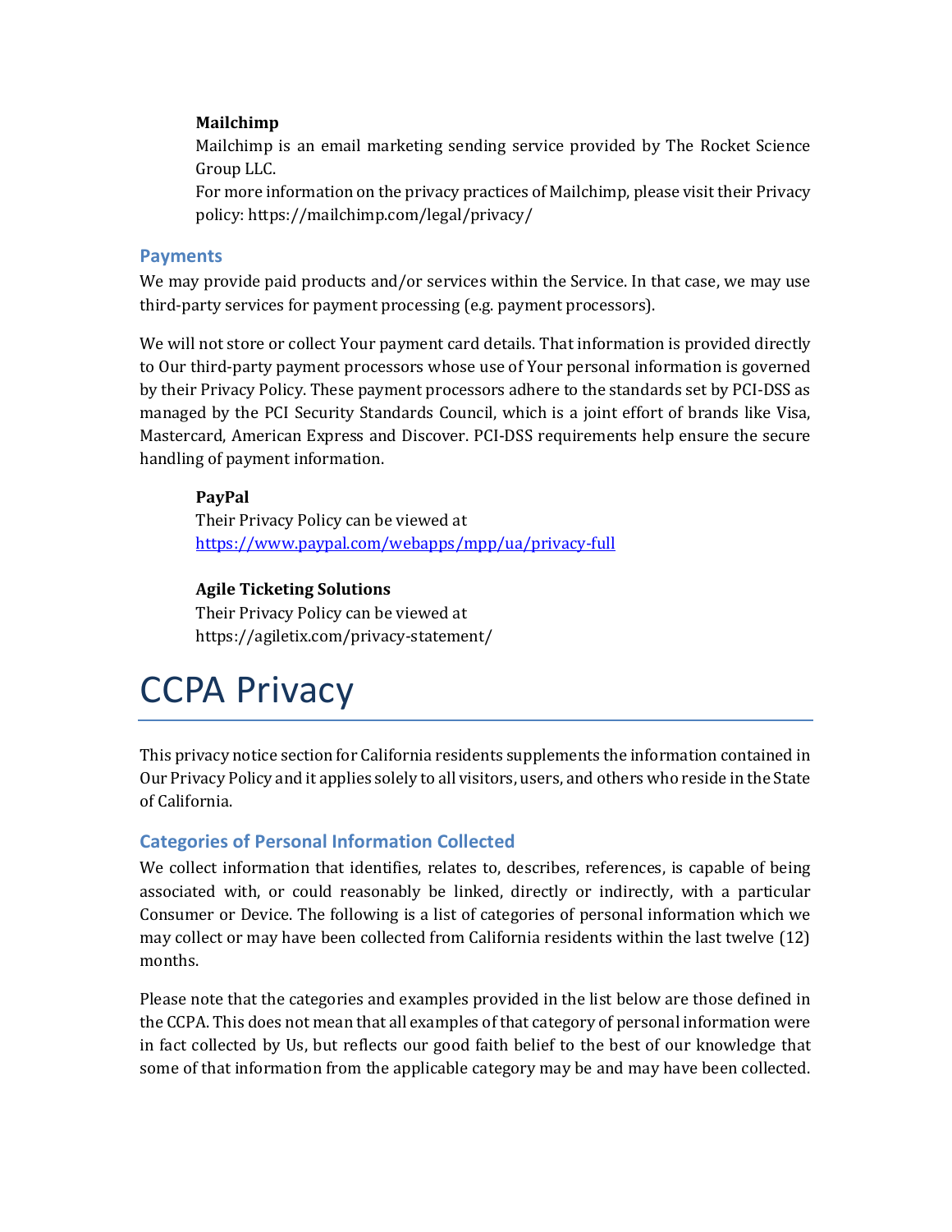**Mailchimp**

Mailchimp is an email marketing sending service provided by The Rocket Science Group LLC.

For more information on the privacy practices of Mailchimp, please visit their Privacy policy: https://mailchimp.com/legal/privacy/

### Payments

We may provide paid products and/or services within the Service. In that case, we may use third-party services for payment processing (e.g. payment processors).

We will not store or collect Your payment card details. That information is provided directly to Our third-party payment processors whose use of Your personal information is governed by their Privacy Policy. These payment processors adhere to the standards set by PCI-DSS as managed by the PCI Security Standards Council, which is a joint effort of brands like Visa, Mastercard, American Express and Discover. PCI-DSS requirements help ensure the secure handling of payment information.

**PayPal**

Their Privacy Policy can be viewed at https://www.paypal.com/webapps/mpp/ua/privacy-full

**Agile Ticketing Solutions**

Their Privacy Policy can be viewed at https://agiletix.com/privacy-statement/

# CCPA Privacy

This privacy notice section for California residents supplements the information contained in Our Privacy Policy and it applies solely to all visitors, users, and others who reside in the State of California.

### Categories of Personal Information Collected

We collect information that identifies, relates to, describes, references, is capable of being associated with, or could reasonably be linked, directly or indirectly, with a particular Consumer or Device. The following is a list of categories of personal information which we may collect or may have been collected from California residents within the last twelve (12) months.

Please note that the categories and examples provided in the list below are those defined in the CCPA. This does not mean that all examples of that category of personal information were in fact collected by Us, but reflects our good faith belief to the best of our knowledge that some of that information from the applicable category may be and may have been collected.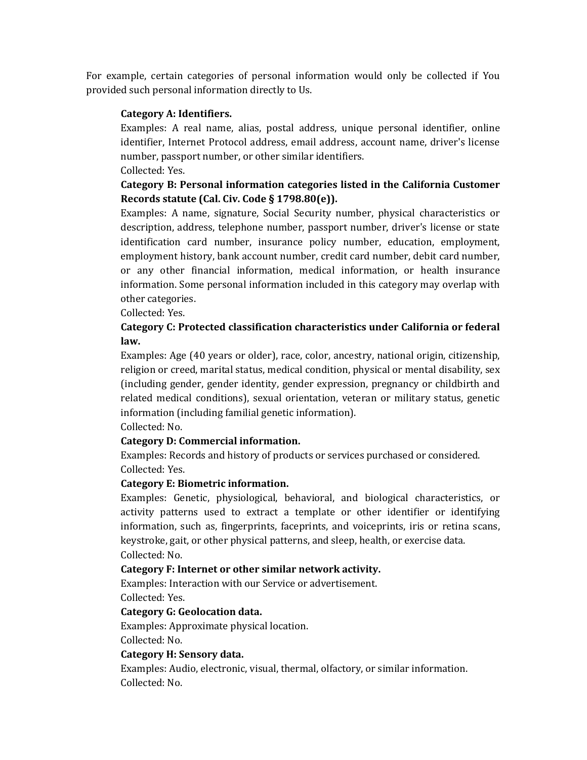For example, certain categories of personal information would only be collected if You provided such personal information directly to Us.

**Category A: Identifiers.**
Examples: A real name, alias, postal address, unique personal identifier, online identifier, Internet Protocol address, email address, account name, driver's license number, passport number, or other similar identifiers.
Collected: Yes.

**Category B: Personal information categories listed in the California Customer Records statute (Cal. Civ. Code § 1798.80(e)).**
Examples: A name, signature, Social Security number, physical characteristics or description, address, telephone number, passport number, driver's license or state identification card number, insurance policy number, education, employment, employment history, bank account number, credit card number, debit card number, or any other financial information, medical information, or health insurance information. Some personal information included in this category may overlap with other categories.
Collected: Yes.

**Category C: Protected classification characteristics under California or federal law.**
Examples: Age (40 years or older), race, color, ancestry, national origin, citizenship, religion or creed, marital status, medical condition, physical or mental disability, sex (including gender, gender identity, gender expression, pregnancy or childbirth and related medical conditions), sexual orientation, veteran or military status, genetic information (including familial genetic information).
Collected: No.

**Category D: Commercial information.**
Examples: Records and history of products or services purchased or considered.
Collected: Yes.

**Category E: Biometric information.**
Examples: Genetic, physiological, behavioral, and biological characteristics, or activity patterns used to extract a template or other identifier or identifying information, such as, fingerprints, faceprints, and voiceprints, iris or retina scans, keystroke, gait, or other physical patterns, and sleep, health, or exercise data.
Collected: No.

**Category F: Internet or other similar network activity.**
Examples: Interaction with our Service or advertisement.
Collected: Yes.

**Category G: Geolocation data.**
Examples: Approximate physical location.
Collected: No.

**Category H: Sensory data.**
Examples: Audio, electronic, visual, thermal, olfactory, or similar information.
Collected: No.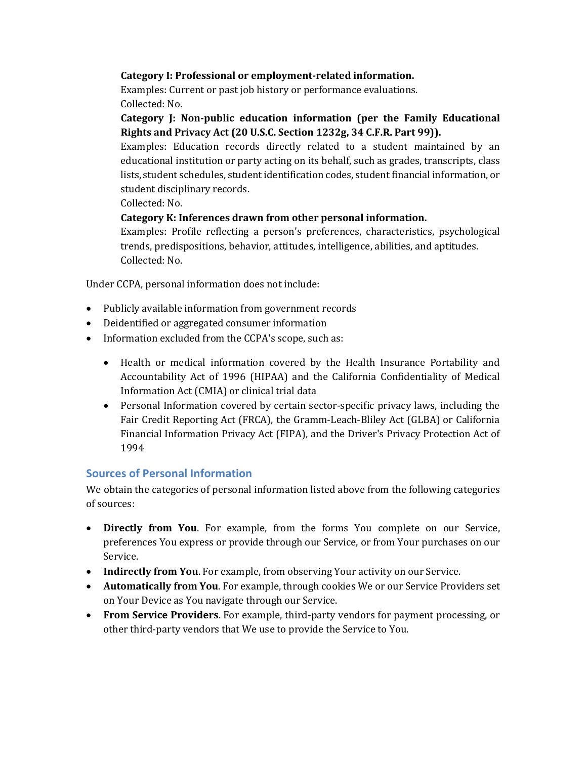**Category I: Professional or employment-related information.**

Examples: Current or past job history or performance evaluations.

Collected: No.

**Category J: Non-public education information (per the Family Educational Rights and Privacy Act (20 U.S.C. Section 1232g, 34 C.F.R. Part 99)).**

Examples: Education records directly related to a student maintained by an educational institution or party acting on its behalf, such as grades, transcripts, class lists, student schedules, student identification codes, student financial information, or student disciplinary records.

Collected: No.

**Category K: Inferences drawn from other personal information.**

Examples: Profile reflecting a person's preferences, characteristics, psychological trends, predispositions, behavior, attitudes, intelligence, abilities, and aptitudes.

Collected: No.

Under CCPA, personal information does not include:

- Publicly available information from government records
- Deidentified or aggregated consumer information
- Information excluded from the CCPA's scope, such as:
  - Health or medical information covered by the Health Insurance Portability and Accountability Act of 1996 (HIPAA) and the California Confidentiality of Medical Information Act (CMIA) or clinical trial data
  - Personal Information covered by certain sector-specific privacy laws, including the Fair Credit Reporting Act (FRCA), the Gramm-Leach-Bliley Act (GLBA) or California Financial Information Privacy Act (FIPA), and the Driver's Privacy Protection Act of 1994

## Sources of Personal Information

We obtain the categories of personal information listed above from the following categories of sources:

- **Directly from You**. For example, from the forms You complete on our Service, preferences You express or provide through our Service, or from Your purchases on our Service.
- **Indirectly from You**. For example, from observing Your activity on our Service.
- **Automatically from You**. For example, through cookies We or our Service Providers set on Your Device as You navigate through our Service.
- **From Service Providers**. For example, third-party vendors for payment processing, or other third-party vendors that We use to provide the Service to You.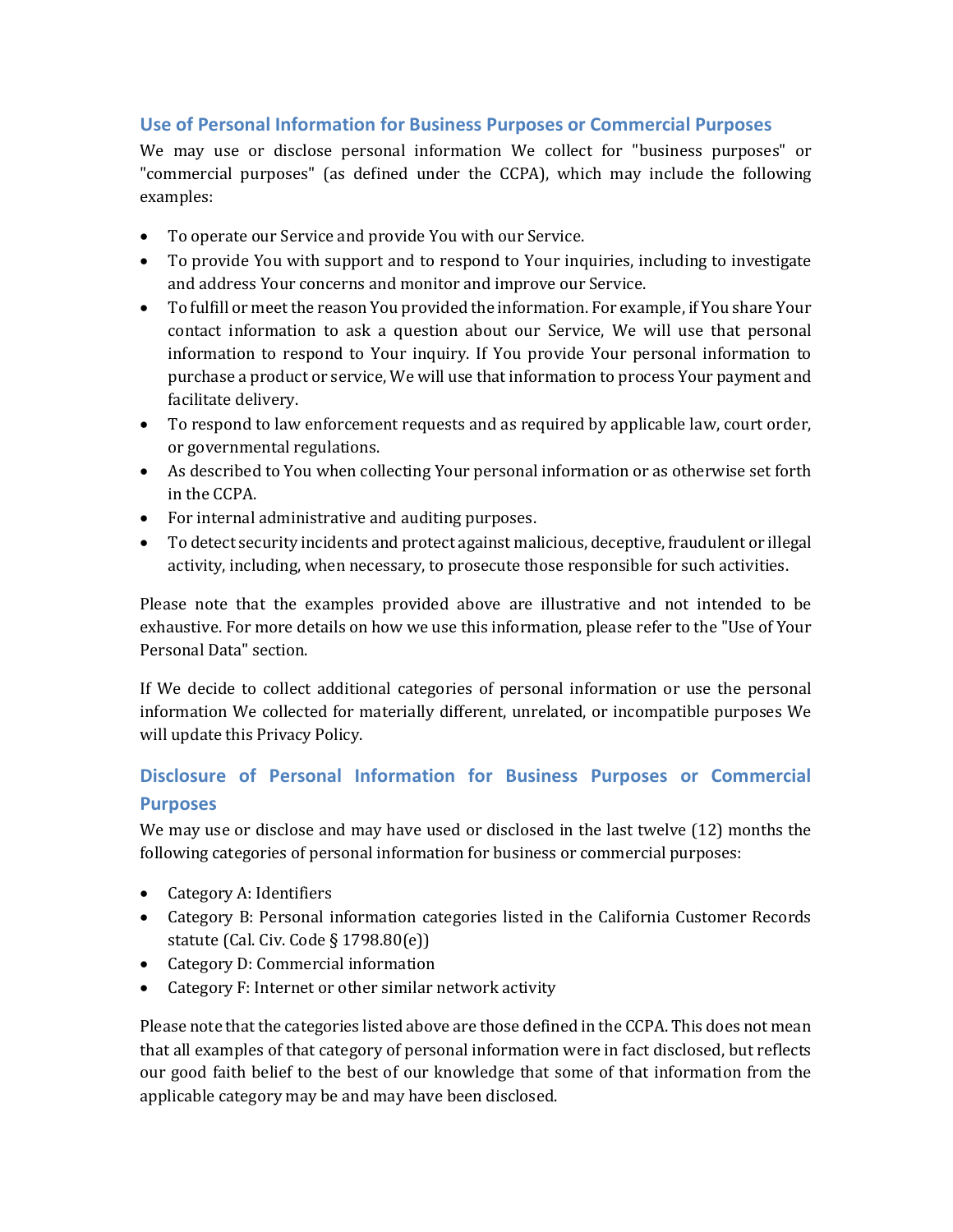### Use of Personal Information for Business Purposes or Commercial Purposes

We may use or disclose personal information We collect for "business purposes" or "commercial purposes" (as defined under the CCPA), which may include the following examples:

- To operate our Service and provide You with our Service.
- To provide You with support and to respond to Your inquiries, including to investigate and address Your concerns and monitor and improve our Service.
- To fulfill or meet the reason You provided the information. For example, if You share Your contact information to ask a question about our Service, We will use that personal information to respond to Your inquiry. If You provide Your personal information to purchase a product or service, We will use that information to process Your payment and facilitate delivery.
- To respond to law enforcement requests and as required by applicable law, court order, or governmental regulations.
- As described to You when collecting Your personal information or as otherwise set forth in the CCPA.
- For internal administrative and auditing purposes.
- To detect security incidents and protect against malicious, deceptive, fraudulent or illegal activity, including, when necessary, to prosecute those responsible for such activities.

Please note that the examples provided above are illustrative and not intended to be exhaustive. For more details on how we use this information, please refer to the "Use of Your Personal Data" section.

If We decide to collect additional categories of personal information or use the personal information We collected for materially different, unrelated, or incompatible purposes We will update this Privacy Policy.

### Disclosure of Personal Information for Business Purposes or Commercial Purposes

We may use or disclose and may have used or disclosed in the last twelve (12) months the following categories of personal information for business or commercial purposes:

- Category A: Identifiers
- Category B: Personal information categories listed in the California Customer Records statute (Cal. Civ. Code § 1798.80(e))
- Category D: Commercial information
- Category F: Internet or other similar network activity

Please note that the categories listed above are those defined in the CCPA. This does not mean that all examples of that category of personal information were in fact disclosed, but reflects our good faith belief to the best of our knowledge that some of that information from the applicable category may be and may have been disclosed.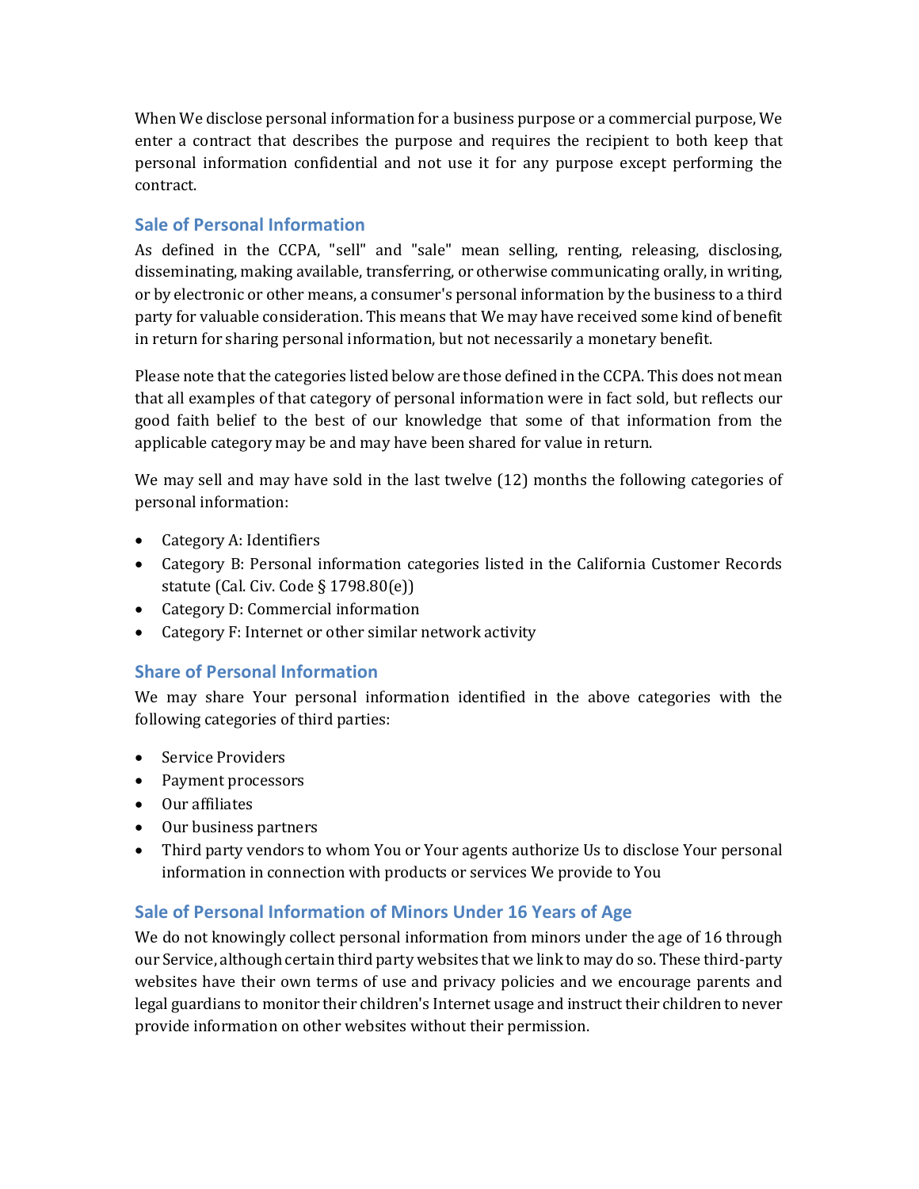When We disclose personal information for a business purpose or a commercial purpose, We enter a contract that describes the purpose and requires the recipient to both keep that personal information confidential and not use it for any purpose except performing the contract.

### Sale of Personal Information

As defined in the CCPA, "sell" and "sale" mean selling, renting, releasing, disclosing, disseminating, making available, transferring, or otherwise communicating orally, in writing, or by electronic or other means, a consumer's personal information by the business to a third party for valuable consideration. This means that We may have received some kind of benefit in return for sharing personal information, but not necessarily a monetary benefit.

Please note that the categories listed below are those defined in the CCPA. This does not mean that all examples of that category of personal information were in fact sold, but reflects our good faith belief to the best of our knowledge that some of that information from the applicable category may be and may have been shared for value in return.

We may sell and may have sold in the last twelve (12) months the following categories of personal information:

- Category A: Identifiers
- Category B: Personal information categories listed in the California Customer Records statute (Cal. Civ. Code § 1798.80(e))
- Category D: Commercial information
- Category F: Internet or other similar network activity

### Share of Personal Information

We may share Your personal information identified in the above categories with the following categories of third parties:

- Service Providers
- Payment processors
- Our affiliates
- Our business partners
- Third party vendors to whom You or Your agents authorize Us to disclose Your personal information in connection with products or services We provide to You

### Sale of Personal Information of Minors Under 16 Years of Age

We do not knowingly collect personal information from minors under the age of 16 through our Service, although certain third party websites that we link to may do so. These third-party websites have their own terms of use and privacy policies and we encourage parents and legal guardians to monitor their children's Internet usage and instruct their children to never provide information on other websites without their permission.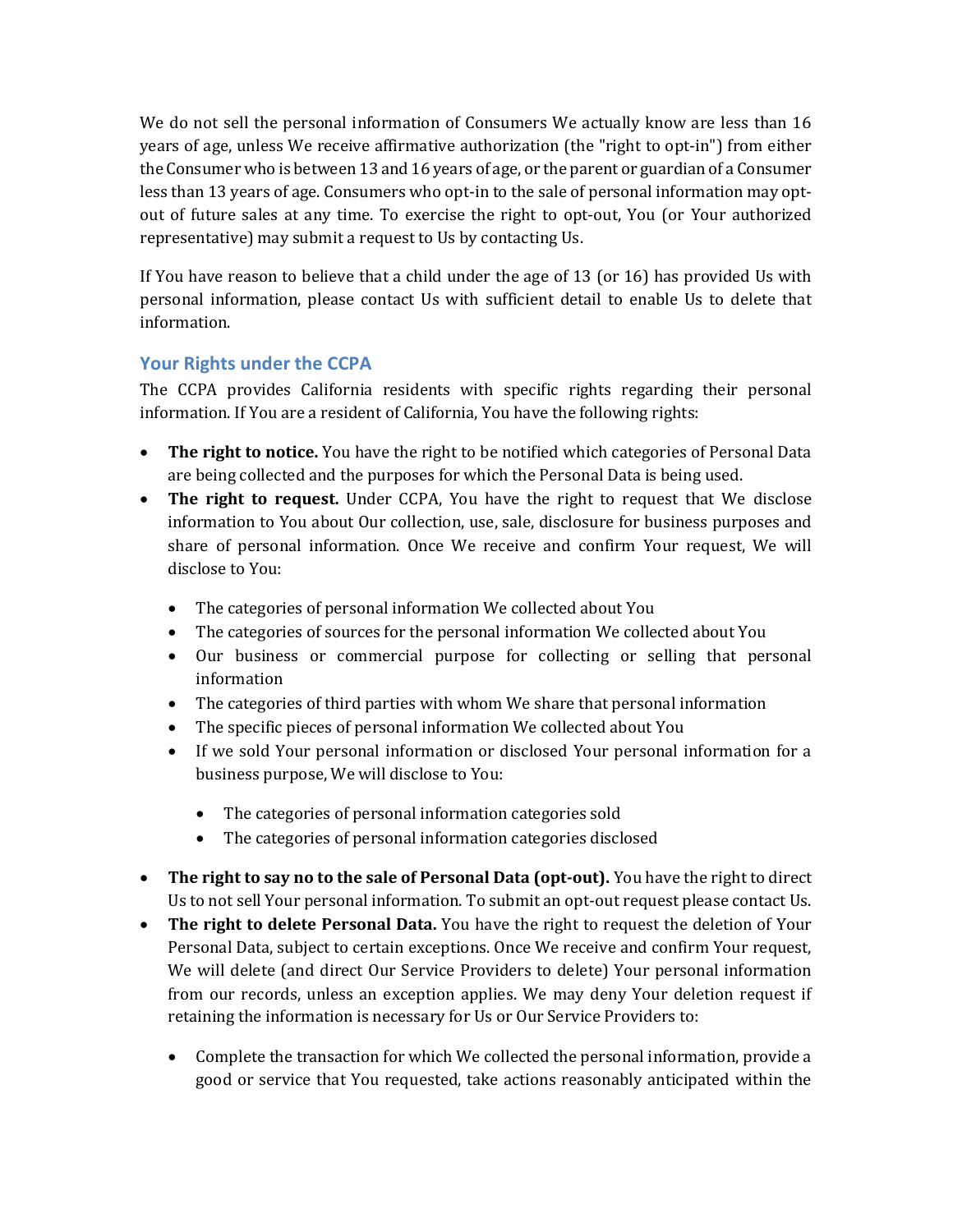We do not sell the personal information of Consumers We actually know are less than 16 years of age, unless We receive affirmative authorization (the "right to opt-in") from either the Consumer who is between 13 and 16 years of age, or the parent or guardian of a Consumer less than 13 years of age. Consumers who opt-in to the sale of personal information may opt-out of future sales at any time. To exercise the right to opt-out, You (or Your authorized representative) may submit a request to Us by contacting Us.

If You have reason to believe that a child under the age of 13 (or 16) has provided Us with personal information, please contact Us with sufficient detail to enable Us to delete that information.

### Your Rights under the CCPA

The CCPA provides California residents with specific rights regarding their personal information. If You are a resident of California, You have the following rights:

- **The right to notice.** You have the right to be notified which categories of Personal Data are being collected and the purposes for which the Personal Data is being used.
- **The right to request.** Under CCPA, You have the right to request that We disclose information to You about Our collection, use, sale, disclosure for business purposes and share of personal information. Once We receive and confirm Your request, We will disclose to You:
  - The categories of personal information We collected about You
  - The categories of sources for the personal information We collected about You
  - Our business or commercial purpose for collecting or selling that personal information
  - The categories of third parties with whom We share that personal information
  - The specific pieces of personal information We collected about You
  - If we sold Your personal information or disclosed Your personal information for a business purpose, We will disclose to You:
    - The categories of personal information categories sold
    - The categories of personal information categories disclosed
- **The right to say no to the sale of Personal Data (opt-out).** You have the right to direct Us to not sell Your personal information. To submit an opt-out request please contact Us.
- **The right to delete Personal Data.** You have the right to request the deletion of Your Personal Data, subject to certain exceptions. Once We receive and confirm Your request, We will delete (and direct Our Service Providers to delete) Your personal information from our records, unless an exception applies. We may deny Your deletion request if retaining the information is necessary for Us or Our Service Providers to:
  - Complete the transaction for which We collected the personal information, provide a good or service that You requested, take actions reasonably anticipated within the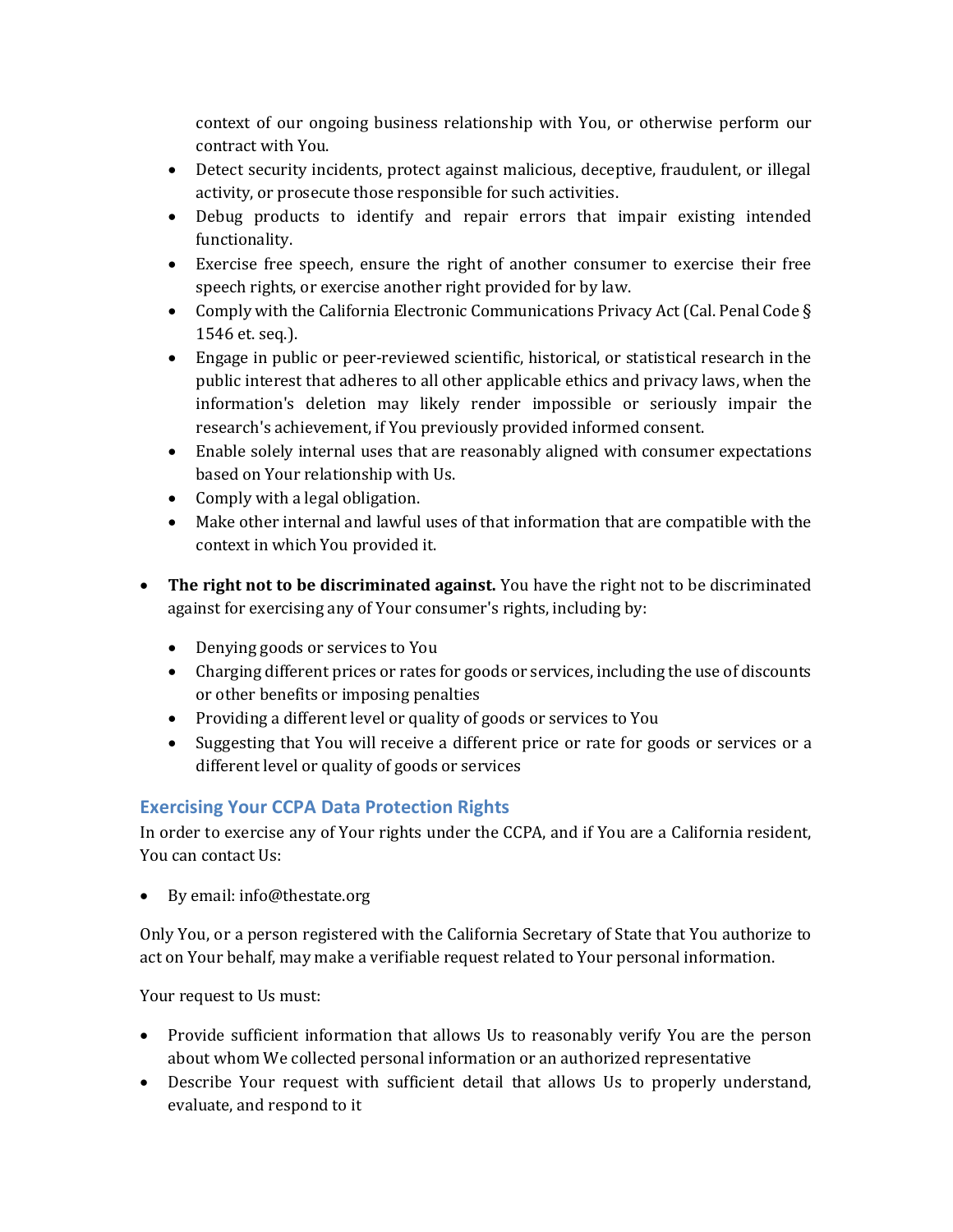context of our ongoing business relationship with You, or otherwise perform our contract with You.

    - Detect security incidents, protect against malicious, deceptive, fraudulent, or illegal activity, or prosecute those responsible for such activities.
    - Debug products to identify and repair errors that impair existing intended functionality.
    - Exercise free speech, ensure the right of another consumer to exercise their free speech rights, or exercise another right provided for by law.
    - Comply with the California Electronic Communications Privacy Act (Cal. Penal Code § 1546 et. seq.).
    - Engage in public or peer-reviewed scientific, historical, or statistical research in the public interest that adheres to all other applicable ethics and privacy laws, when the information's deletion may likely render impossible or seriously impair the research's achievement, if You previously provided informed consent.
    - Enable solely internal uses that are reasonably aligned with consumer expectations based on Your relationship with Us.
    - Comply with a legal obligation.
    - Make other internal and lawful uses of that information that are compatible with the context in which You provided it.

- **The right not to be discriminated against.** You have the right not to be discriminated against for exercising any of Your consumer's rights, including by:
    - Denying goods or services to You
    - Charging different prices or rates for goods or services, including the use of discounts or other benefits or imposing penalties
    - Providing a different level or quality of goods or services to You
    - Suggesting that You will receive a different price or rate for goods or services or a different level or quality of goods or services

### Exercising Your CCPA Data Protection Rights

In order to exercise any of Your rights under the CCPA, and if You are a California resident, You can contact Us:

- By email: info@thestate.org

Only You, or a person registered with the California Secretary of State that You authorize to act on Your behalf, may make a verifiable request related to Your personal information.

Your request to Us must:

- Provide sufficient information that allows Us to reasonably verify You are the person about whom We collected personal information or an authorized representative
- Describe Your request with sufficient detail that allows Us to properly understand, evaluate, and respond to it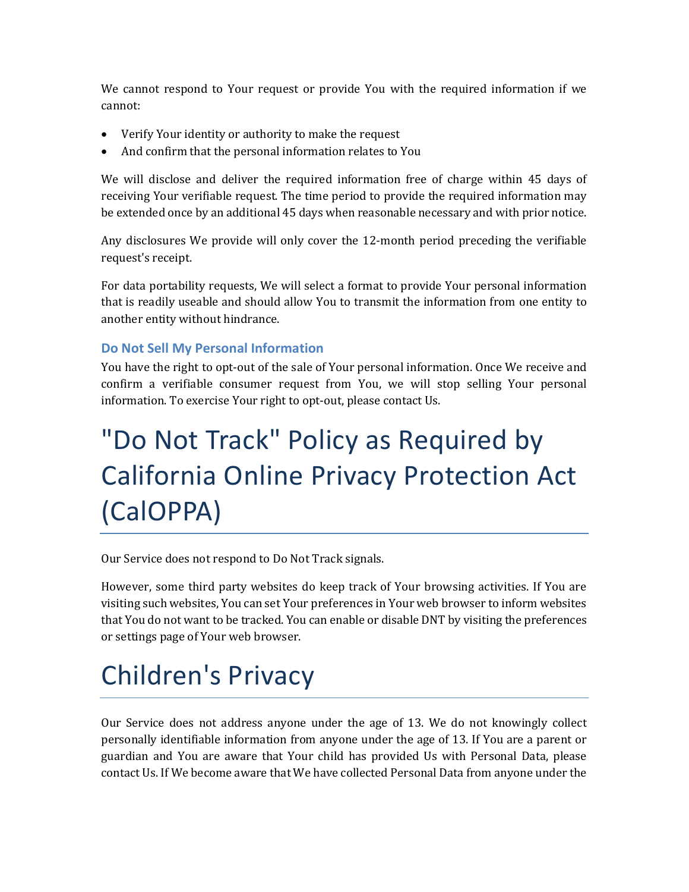We cannot respond to Your request or provide You with the required information if we cannot:

- Verify Your identity or authority to make the request
- And confirm that the personal information relates to You

We will disclose and deliver the required information free of charge within 45 days of receiving Your verifiable request. The time period to provide the required information may be extended once by an additional 45 days when reasonable necessary and with prior notice.

Any disclosures We provide will only cover the 12-month period preceding the verifiable request's receipt.

For data portability requests, We will select a format to provide Your personal information that is readily useable and should allow You to transmit the information from one entity to another entity without hindrance.

### Do Not Sell My Personal Information

You have the right to opt-out of the sale of Your personal information. Once We receive and confirm a verifiable consumer request from You, we will stop selling Your personal information. To exercise Your right to opt-out, please contact Us.

# "Do Not Track" Policy as Required by California Online Privacy Protection Act (CalOPPA)

Our Service does not respond to Do Not Track signals.

However, some third party websites do keep track of Your browsing activities. If You are visiting such websites, You can set Your preferences in Your web browser to inform websites that You do not want to be tracked. You can enable or disable DNT by visiting the preferences or settings page of Your web browser.

# Children's Privacy

Our Service does not address anyone under the age of 13. We do not knowingly collect personally identifiable information from anyone under the age of 13. If You are a parent or guardian and You are aware that Your child has provided Us with Personal Data, please contact Us. If We become aware that We have collected Personal Data from anyone under the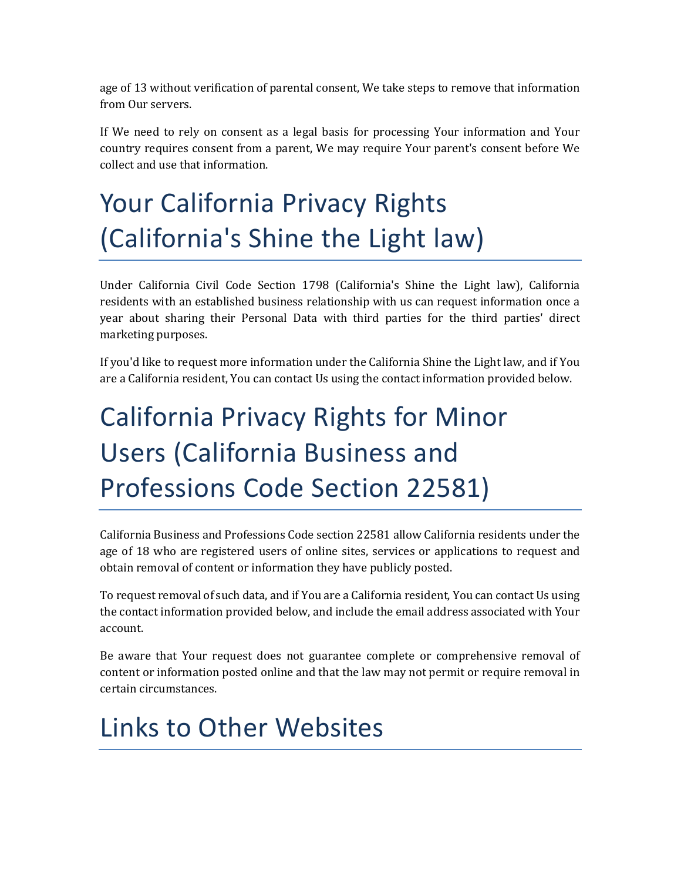age of 13 without verification of parental consent, We take steps to remove that information from Our servers.

If We need to rely on consent as a legal basis for processing Your information and Your country requires consent from a parent, We may require Your parent's consent before We collect and use that information.

# Your California Privacy Rights (California's Shine the Light law)

Under California Civil Code Section 1798 (California's Shine the Light law), California residents with an established business relationship with us can request information once a year about sharing their Personal Data with third parties for the third parties' direct marketing purposes.

If you'd like to request more information under the California Shine the Light law, and if You are a California resident, You can contact Us using the contact information provided below.

# California Privacy Rights for Minor Users (California Business and Professions Code Section 22581)

California Business and Professions Code section 22581 allow California residents under the age of 18 who are registered users of online sites, services or applications to request and obtain removal of content or information they have publicly posted.

To request removal of such data, and if You are a California resident, You can contact Us using the contact information provided below, and include the email address associated with Your account.

Be aware that Your request does not guarantee complete or comprehensive removal of content or information posted online and that the law may not permit or require removal in certain circumstances.

# Links to Other Websites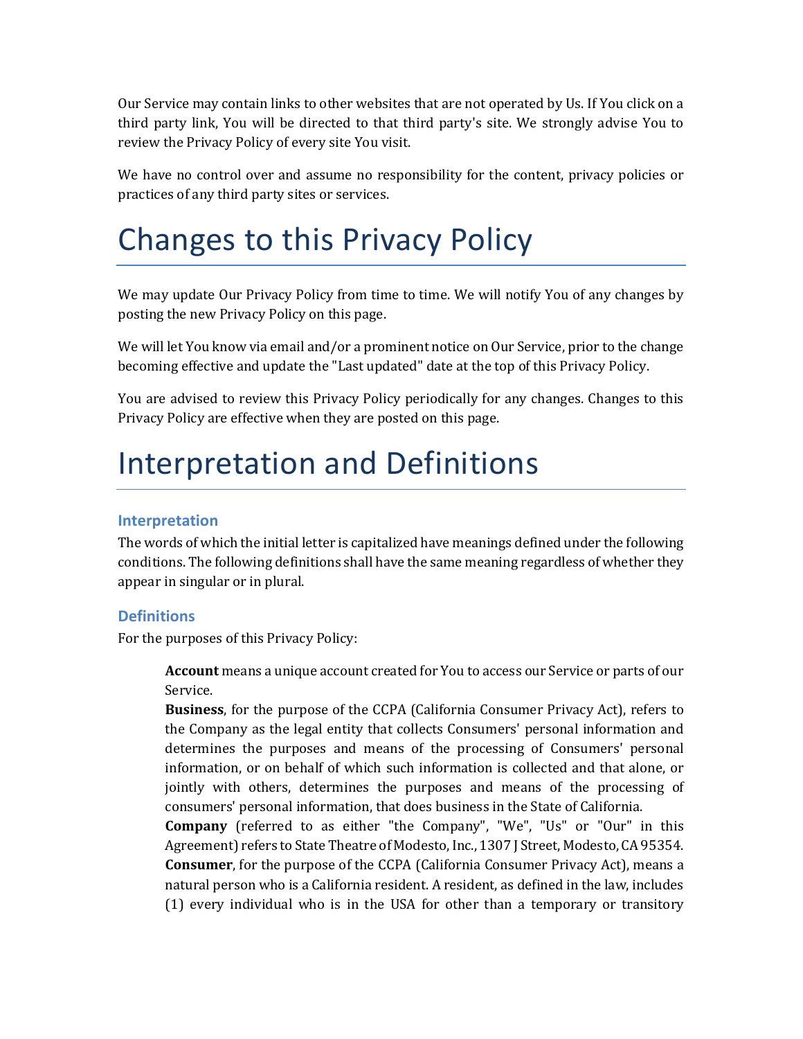Our Service may contain links to other websites that are not operated by Us. If You click on a third party link, You will be directed to that third party's site. We strongly advise You to review the Privacy Policy of every site You visit.

We have no control over and assume no responsibility for the content, privacy policies or practices of any third party sites or services.

# Changes to this Privacy Policy

We may update Our Privacy Policy from time to time. We will notify You of any changes by posting the new Privacy Policy on this page.

We will let You know via email and/or a prominent notice on Our Service, prior to the change becoming effective and update the "Last updated" date at the top of this Privacy Policy.

You are advised to review this Privacy Policy periodically for any changes. Changes to this Privacy Policy are effective when they are posted on this page.

# Interpretation and Definitions

### Interpretation

The words of which the initial letter is capitalized have meanings defined under the following conditions. The following definitions shall have the same meaning regardless of whether they appear in singular or in plural.

### Definitions

For the purposes of this Privacy Policy:

**Account** means a unique account created for You to access our Service or parts of our Service.

**Business**, for the purpose of the CCPA (California Consumer Privacy Act), refers to the Company as the legal entity that collects Consumers' personal information and determines the purposes and means of the processing of Consumers' personal information, or on behalf of which such information is collected and that alone, or jointly with others, determines the purposes and means of the processing of consumers' personal information, that does business in the State of California.

**Company** (referred to as either "the Company", "We", "Us" or "Our" in this Agreement) refers to State Theatre of Modesto, Inc., 1307 J Street, Modesto, CA 95354.

**Consumer**, for the purpose of the CCPA (California Consumer Privacy Act), means a natural person who is a California resident. A resident, as defined in the law, includes (1) every individual who is in the USA for other than a temporary or transitory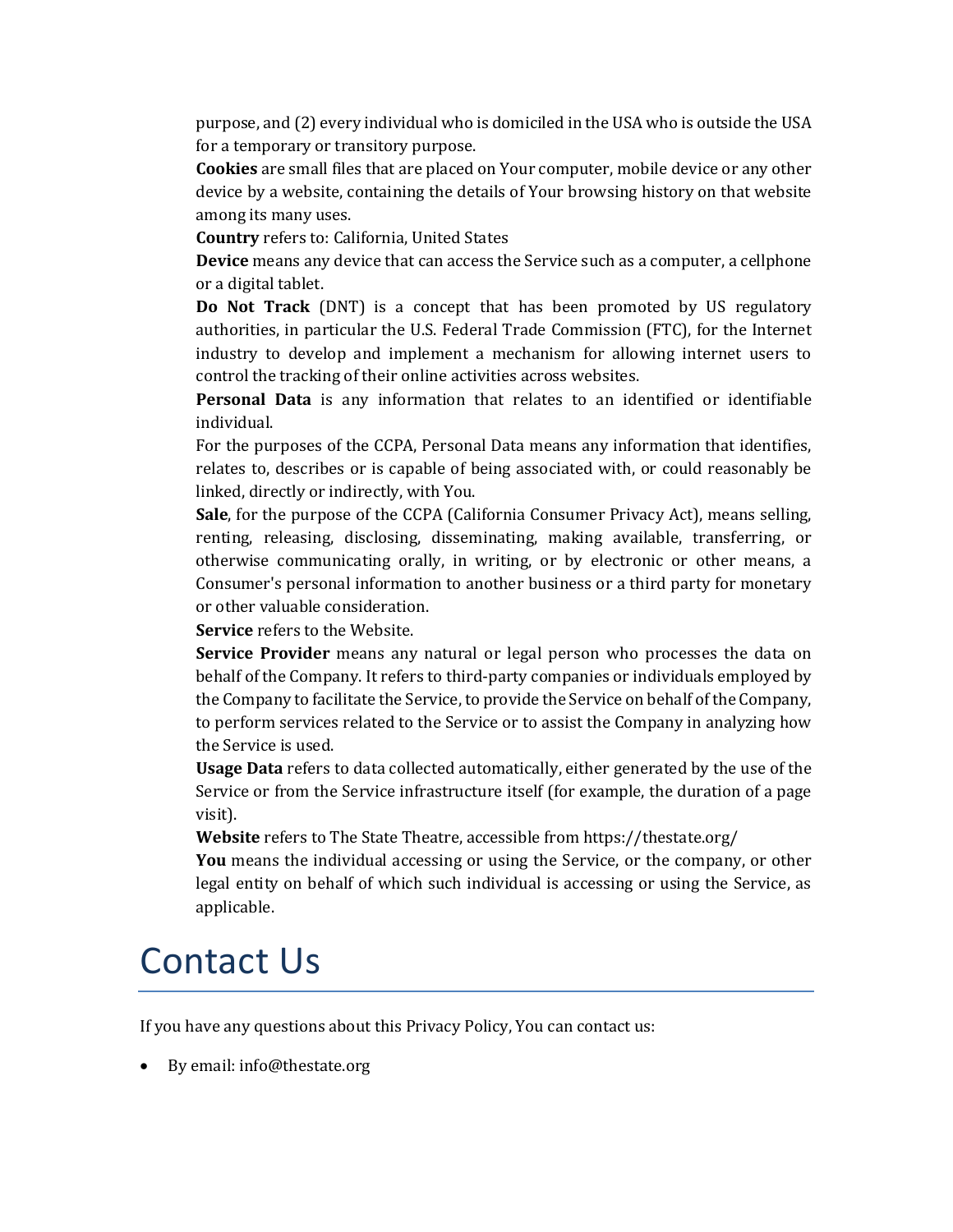purpose, and (2) every individual who is domiciled in the USA who is outside the USA for a temporary or transitory purpose.

**Cookies** are small files that are placed on Your computer, mobile device or any other device by a website, containing the details of Your browsing history on that website among its many uses.

**Country** refers to: California, United States

**Device** means any device that can access the Service such as a computer, a cellphone or a digital tablet.

**Do Not Track** (DNT) is a concept that has been promoted by US regulatory authorities, in particular the U.S. Federal Trade Commission (FTC), for the Internet industry to develop and implement a mechanism for allowing internet users to control the tracking of their online activities across websites.

**Personal Data** is any information that relates to an identified or identifiable individual.

For the purposes of the CCPA, Personal Data means any information that identifies, relates to, describes or is capable of being associated with, or could reasonably be linked, directly or indirectly, with You.

**Sale**, for the purpose of the CCPA (California Consumer Privacy Act), means selling, renting, releasing, disclosing, disseminating, making available, transferring, or otherwise communicating orally, in writing, or by electronic or other means, a Consumer's personal information to another business or a third party for monetary or other valuable consideration.

**Service** refers to the Website.

**Service Provider** means any natural or legal person who processes the data on behalf of the Company. It refers to third-party companies or individuals employed by the Company to facilitate the Service, to provide the Service on behalf of the Company, to perform services related to the Service or to assist the Company in analyzing how the Service is used.

**Usage Data** refers to data collected automatically, either generated by the use of the Service or from the Service infrastructure itself (for example, the duration of a page visit).

**Website** refers to The State Theatre, accessible from https://thestate.org/

**You** means the individual accessing or using the Service, or the company, or other legal entity on behalf of which such individual is accessing or using the Service, as applicable.

# Contact Us

If you have any questions about this Privacy Policy, You can contact us:

- By email: info@thestate.org